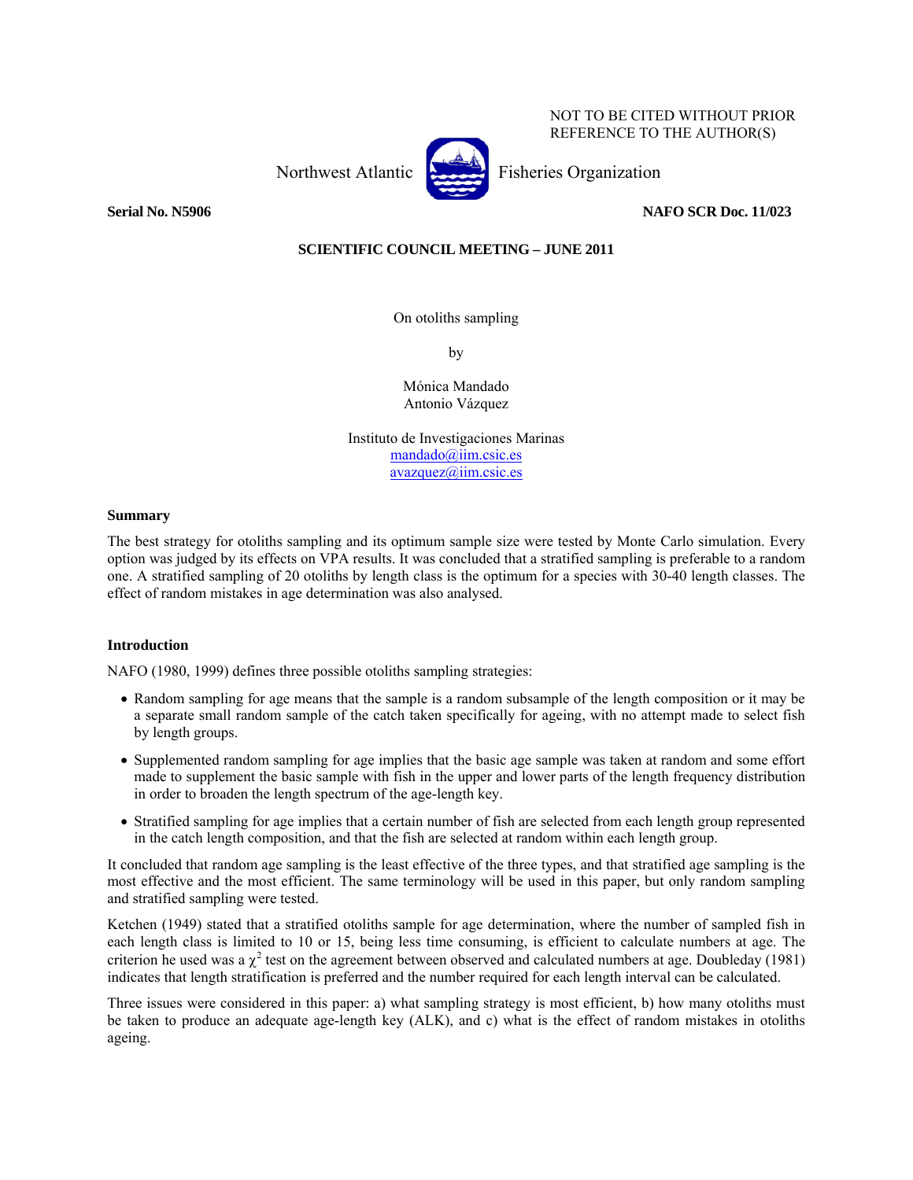NOT TO BE CITED WITHOUT PRIOR REFERENCE TO THE AUTHOR(S)

Northwest Atlantic Fisheries Organization

**Serial No. N5906** **NAFO SCR Doc. 11/023**

**SCIENTIFIC COUNCIL MEETING – JUNE 2011**

On otoliths sampling

by

Mónica Mandado
Antonio Vázquez

Instituto de Investigaciones Marinas
mandado@iim.csic.es
avazquez@iim.csic.es

## Summary

The best strategy for otoliths sampling and its optimum sample size were tested by Monte Carlo simulation. Every option was judged by its effects on VPA results. It was concluded that a stratified sampling is preferable to a random one. A stratified sampling of 20 otoliths by length class is the optimum for a species with 30-40 length classes. The effect of random mistakes in age determination was also analysed.

## Introduction

NAFO (1980, 1999) defines three possible otoliths sampling strategies:

- Random sampling for age means that the sample is a random subsample of the length composition or it may be a separate small random sample of the catch taken specifically for ageing, with no attempt made to select fish by length groups.
- Supplemented random sampling for age implies that the basic age sample was taken at random and some effort made to supplement the basic sample with fish in the upper and lower parts of the length frequency distribution in order to broaden the length spectrum of the age-length key.
- Stratified sampling for age implies that a certain number of fish are selected from each length group represented in the catch length composition, and that the fish are selected at random within each length group.

It concluded that random age sampling is the least effective of the three types, and that stratified age sampling is the most effective and the most efficient. The same terminology will be used in this paper, but only random sampling and stratified sampling were tested.

Ketchen (1949) stated that a stratified otoliths sample for age determination, where the number of sampled fish in each length class is limited to 10 or 15, being less time consuming, is efficient to calculate numbers at age. The criterion he used was a $\chi^2$ test on the agreement between observed and calculated numbers at age. Doubleday (1981) indicates that length stratification is preferred and the number required for each length interval can be calculated.

Three issues were considered in this paper: a) what sampling strategy is most efficient, b) how many otoliths must be taken to produce an adequate age-length key (ALK), and c) what is the effect of random mistakes in otoliths ageing.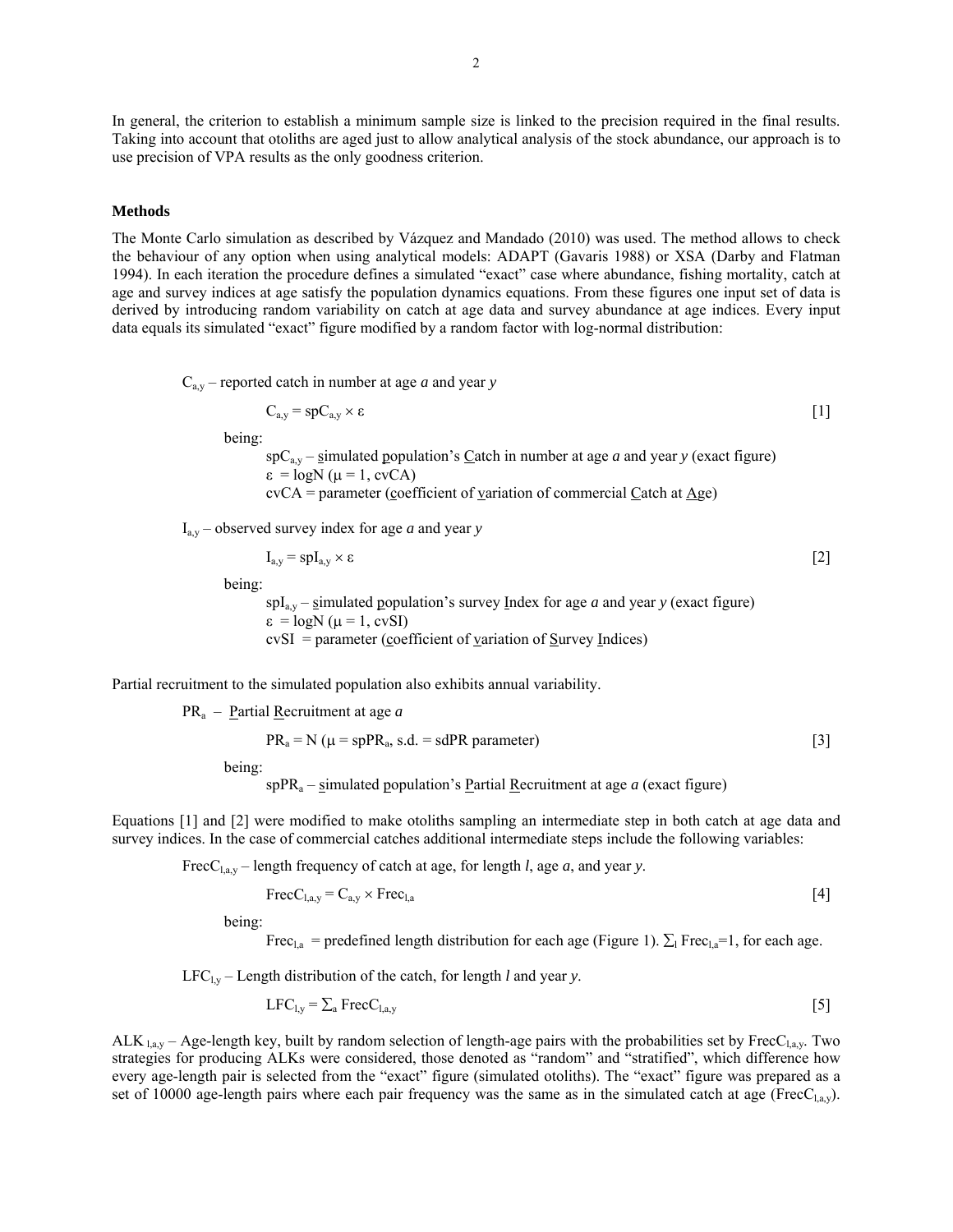In general, the criterion to establish a minimum sample size is linked to the precision required in the final results. Taking into account that otoliths are aged just to allow analytical analysis of the stock abundance, our approach is to use precision of VPA results as the only goodness criterion.

## Methods

The Monte Carlo simulation as described by Vázquez and Mandado (2010) was used. The method allows to check the behaviour of any option when using analytical models: ADAPT (Gavaris 1988) or XSA (Darby and Flatman 1994). In each iteration the procedure defines a simulated "exact" case where abundance, fishing mortality, catch at age and survey indices at age satisfy the population dynamics equations. From these figures one input set of data is derived by introducing random variability on catch at age data and survey abundance at age indices. Every input data equals its simulated "exact" figure modified by a random factor with log-normal distribution:

$C_{a,y}$ – reported catch in number at age *a* and year *y*

$$C_{a,y} = spC_{a,y} \times \varepsilon \qquad [1]$$

being:

$spC_{a,y}$ – simulated population's Catch in number at age *a* and year *y* (exact figure)
$\varepsilon = \log N(\mu = 1, cvCA)$
$cvCA$ = parameter (coefficient of variation of commercial Catch at Age)

$I_{a,y}$ – observed survey index for age *a* and year *y*

$$I_{a,y} = spI_{a,y} \times \varepsilon \qquad [2]$$

being:

$spI_{a,y}$ – simulated population's survey Index for age *a* and year *y* (exact figure)
$\varepsilon = \log N(\mu = 1, cvSI)$
$cvSI$ = parameter (coefficient of variation of Survey Indices)

Partial recruitment to the simulated population also exhibits annual variability.

$PR_a$ – Partial Recruitment at age *a*

$$PR_a = N(\mu = spPR_a, \text{s.d.} = sdPR \text{ parameter}) \qquad [3]$$

being:

$spPR_a$ – simulated population's Partial Recruitment at age *a* (exact figure)

Equations [1] and [2] were modified to make otoliths sampling an intermediate step in both catch at age data and survey indices. In the case of commercial catches additional intermediate steps include the following variables:

$FrecC_{l,a,y}$ – length frequency of catch at age, for length *l*, age *a*, and year *y*.

$$FrecC_{l,a,y} = C_{a,y} \times Frec_{l,a} \qquad [4]$$

being:

$Frec_{l,a}$ = predefined length distribution for each age (Figure 1). $\sum_l Frec_{l,a}=1$, for each age.

$LFC_{l,y}$ – Length distribution of the catch, for length *l* and year *y*.

$$LFC_{l,y} = \sum_a FrecC_{l,a,y} \qquad [5]$$

$ALK_{l,a,y}$ – Age-length key, built by random selection of length-age pairs with the probabilities set by $FrecC_{l,a,y}$. Two strategies for producing ALKs were considered, those denoted as "random" and "stratified", which difference how every age-length pair is selected from the "exact" figure (simulated otoliths). The "exact" figure was prepared as a set of 10000 age-length pairs where each pair frequency was the same as in the simulated catch at age ($FrecC_{l,a,y}$).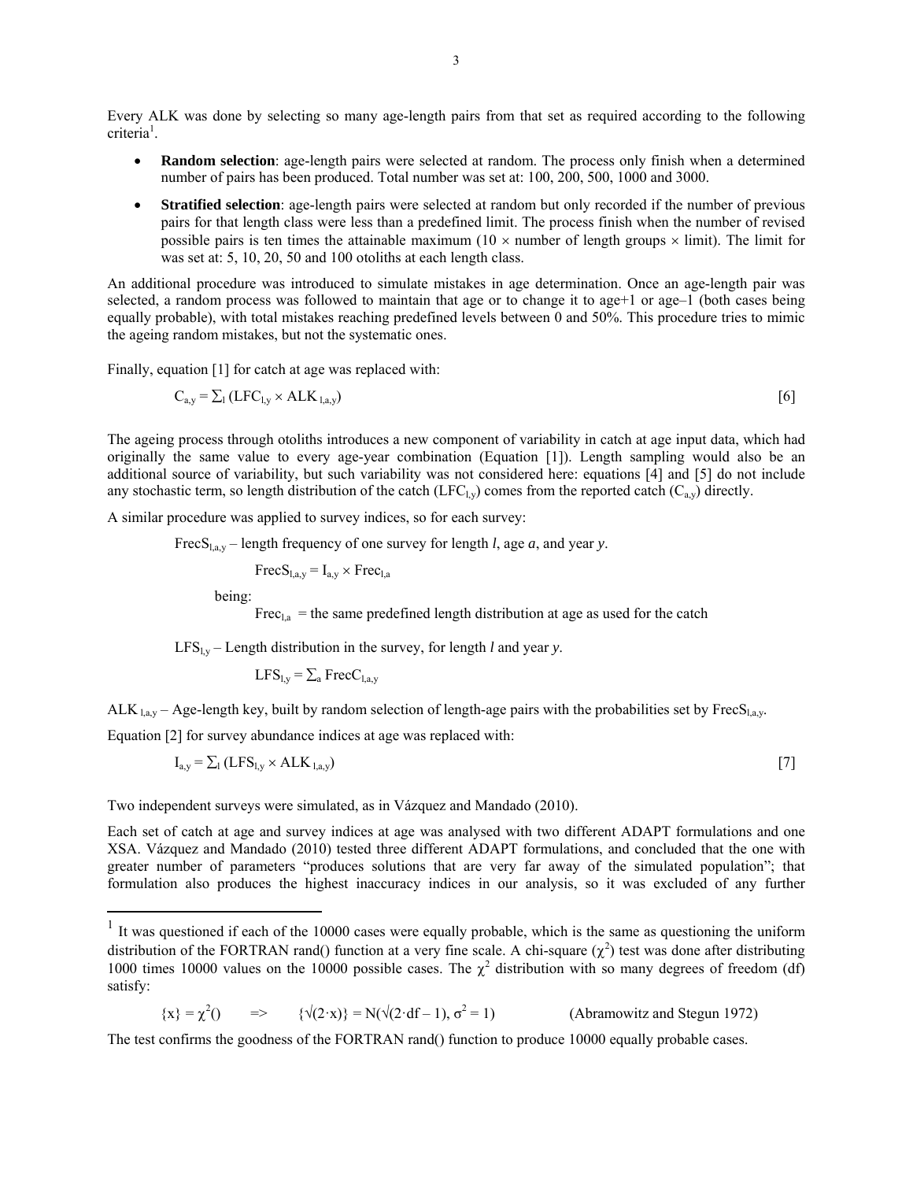Every ALK was done by selecting so many age-length pairs from that set as required according to the following criteria[1].

- **Random selection**: age-length pairs were selected at random. The process only finish when a determined number of pairs has been produced. Total number was set at: 100, 200, 500, 1000 and 3000.
- **Stratified selection**: age-length pairs were selected at random but only recorded if the number of previous pairs for that length class were less than a predefined limit. The process finish when the number of revised possible pairs is ten times the attainable maximum (10 × number of length groups × limit). The limit for was set at: 5, 10, 20, 50 and 100 otoliths at each length class.

An additional procedure was introduced to simulate mistakes in age determination. Once an age-length pair was selected, a random process was followed to maintain that age or to change it to age+1 or age–1 (both cases being equally probable), with total mistakes reaching predefined levels between 0 and 50%. This procedure tries to mimic the ageing random mistakes, but not the systematic ones.

Finally, equation [1] for catch at age was replaced with:

$$C_{a,y} = \sum_l (LFC_{l,y} \times ALK_{l,a,y}) \qquad [6]$$

The ageing process through otoliths introduces a new component of variability in catch at age input data, which had originally the same value to every age-year combination (Equation [1]). Length sampling would also be an additional source of variability, but such variability was not considered here: equations [4] and [5] do not include any stochastic term, so length distribution of the catch ($LFC_{l,y}$) comes from the reported catch ($C_{a,y}$) directly.

A similar procedure was applied to survey indices, so for each survey:

$FrecS_{l,a,y}$ – length frequency of one survey for length *l*, age *a*, and year *y*.

$$FrecS_{l,a,y} = I_{a,y} \times Frec_{l,a}$$

being:

$Frec_{l,a}$ = the same predefined length distribution at age as used for the catch

$LFS_{l,y}$ – Length distribution in the survey, for length *l* and year *y*.

$$LFS_{l,y} = \sum_a FrecC_{l,a,y}$$

$ALK_{l,a,y}$ – Age-length key, built by random selection of length-age pairs with the probabilities set by $FrecS_{l,a,y}$.

Equation [2] for survey abundance indices at age was replaced with:

$$I_{a,y} = \sum_l (LFS_{l,y} \times ALK_{l,a,y}) \qquad [7]$$

Two independent surveys were simulated, as in Vázquez and Mandado (2010).

Each set of catch at age and survey indices at age was analysed with two different ADAPT formulations and one XSA. Vázquez and Mandado (2010) tested three different ADAPT formulations, and concluded that the one with greater number of parameters "produces solutions that are very far away of the simulated population"; that formulation also produces the highest inaccuracy indices in our analysis, so it was excluded of any further

---

[1] It was questioned if each of the 10000 cases were equally probable, which is the same as questioning the uniform distribution of the FORTRAN rand() function at a very fine scale. A chi-square ($\chi^2$) test was done after distributing 1000 times 10000 values on the 10000 possible cases. The $\chi^2$ distribution with so many degrees of freedom (df) satisfy:

$$\{x\} = \chi^2() \quad \Rightarrow \quad \{\sqrt{(2 \cdot x)}\} = N(\sqrt{(2 \cdot df - 1)}, \sigma^2 = 1) \qquad \text{(Abramowitz and Stegun 1972)}$$

The test confirms the goodness of the FORTRAN rand() function to produce 10000 equally probable cases.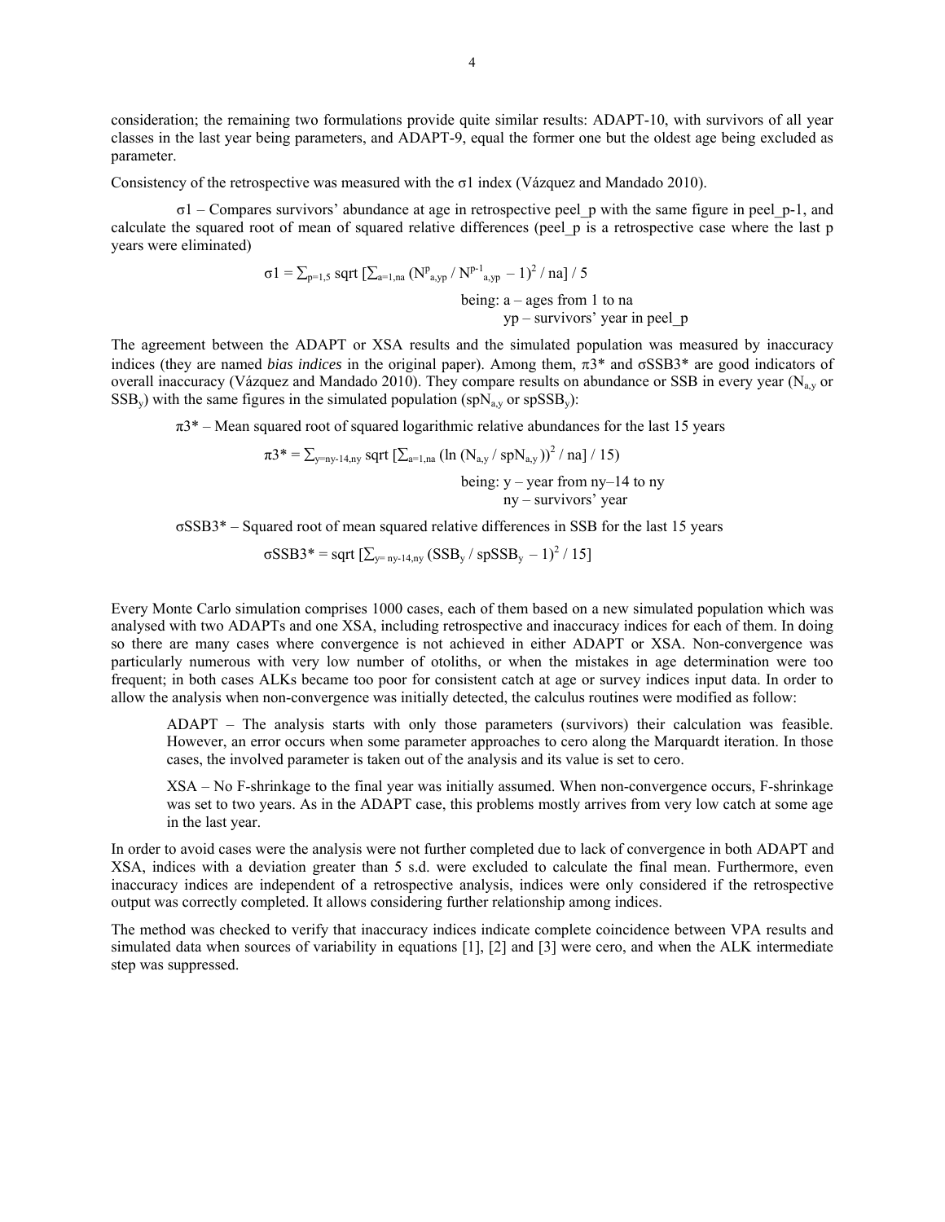consideration; the remaining two formulations provide quite similar results: ADAPT-10, with survivors of all year classes in the last year being parameters, and ADAPT-9, equal the former one but the oldest age being excluded as parameter.

Consistency of the retrospective was measured with the σ1 index (Vázquez and Mandado 2010).

σ1 – Compares survivors' abundance at age in retrospective peel_p with the same figure in peel_p-1, and calculate the squared root of mean of squared relative differences (peel_p is a retrospective case where the last p years were eliminated)

$$\sigma 1 = \sum_{p=1,5} \text{sqrt}\left[\sum_{a=1,na} \left(N^{p}_{a,yp} / N^{p-1}_{a,yp} - 1\right)^2 / na\right] / 5$$

being: a – ages from 1 to na
yp – survivors' year in peel_p

The agreement between the ADAPT or XSA results and the simulated population was measured by inaccuracy indices (they are named *bias indices* in the original paper). Among them, π3* and σSSB3* are good indicators of overall inaccuracy (Vázquez and Mandado 2010). They compare results on abundance or SSB in every year ($N_{a,y}$ or $SSB_y$) with the same figures in the simulated population ($spN_{a,y}$ or $spSSB_y$):

π3* – Mean squared root of squared logarithmic relative abundances for the last 15 years

$$\pi 3^* = \sum_{y=ny-14,ny} \text{sqrt}\left[\sum_{a=1,na} \left(\ln\left(N_{a,y} / spN_{a,y}\right)\right)^2 / na\right] / 15)$$

being: y – year from ny–14 to ny
ny – survivors' year

σSSB3* – Squared root of mean squared relative differences in SSB for the last 15 years

$$\sigma SSB3^* = \text{sqrt}\left[\sum_{y=ny-14,ny} \left(SSB_y / spSSB_y - 1\right)^2 / 15\right]$$

Every Monte Carlo simulation comprises 1000 cases, each of them based on a new simulated population which was analysed with two ADAPTs and one XSA, including retrospective and inaccuracy indices for each of them. In doing so there are many cases where convergence is not achieved in either ADAPT or XSA. Non-convergence was particularly numerous with very low number of otoliths, or when the mistakes in age determination were too frequent; in both cases ALKs became too poor for consistent catch at age or survey indices input data. In order to allow the analysis when non-convergence was initially detected, the calculus routines were modified as follow:

ADAPT – The analysis starts with only those parameters (survivors) their calculation was feasible. However, an error occurs when some parameter approaches to cero along the Marquardt iteration. In those cases, the involved parameter is taken out of the analysis and its value is set to cero.

XSA – No F-shrinkage to the final year was initially assumed. When non-convergence occurs, F-shrinkage was set to two years. As in the ADAPT case, this problems mostly arrives from very low catch at some age in the last year.

In order to avoid cases were the analysis were not further completed due to lack of convergence in both ADAPT and XSA, indices with a deviation greater than 5 s.d. were excluded to calculate the final mean. Furthermore, even inaccuracy indices are independent of a retrospective analysis, indices were only considered if the retrospective output was correctly completed. It allows considering further relationship among indices.

The method was checked to verify that inaccuracy indices indicate complete coincidence between VPA results and simulated data when sources of variability in equations [1], [2] and [3] were cero, and when the ALK intermediate step was suppressed.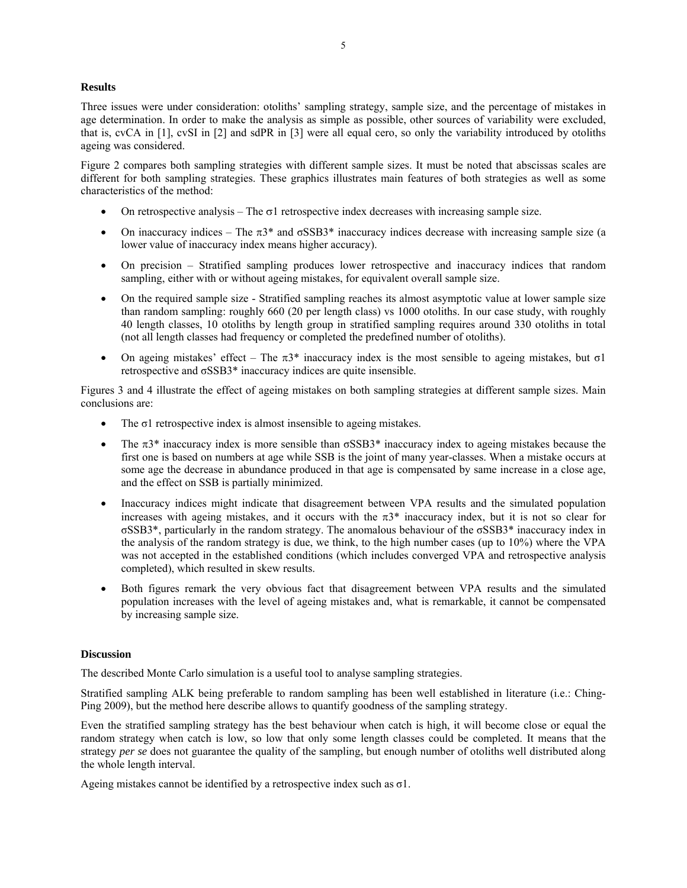## Results

Three issues were under consideration: otoliths' sampling strategy, sample size, and the percentage of mistakes in age determination. In order to make the analysis as simple as possible, other sources of variability were excluded, that is, cvCA in [1], cvSI in [2] and sdPR in [3] were all equal cero, so only the variability introduced by otoliths ageing was considered.

Figure 2 compares both sampling strategies with different sample sizes. It must be noted that abscissas scales are different for both sampling strategies. These graphics illustrates main features of both strategies as well as some characteristics of the method:

- On retrospective analysis – The $\sigma 1$ retrospective index decreases with increasing sample size.
- On inaccuracy indices – The $\pi 3^*$ and $\sigma SSB3^*$ inaccuracy indices decrease with increasing sample size (a lower value of inaccuracy index means higher accuracy).
- On precision – Stratified sampling produces lower retrospective and inaccuracy indices that random sampling, either with or without ageing mistakes, for equivalent overall sample size.
- On the required sample size - Stratified sampling reaches its almost asymptotic value at lower sample size than random sampling: roughly 660 (20 per length class) vs 1000 otoliths. In our case study, with roughly 40 length classes, 10 otoliths by length group in stratified sampling requires around 330 otoliths in total (not all length classes had frequency or completed the predefined number of otoliths).
- On ageing mistakes' effect – The $\pi 3^*$ inaccuracy index is the most sensible to ageing mistakes, but $\sigma 1$ retrospective and $\sigma SSB3^*$ inaccuracy indices are quite insensible.

Figures 3 and 4 illustrate the effect of ageing mistakes on both sampling strategies at different sample sizes. Main conclusions are:

- The $\sigma 1$ retrospective index is almost insensible to ageing mistakes.
- The $\pi 3^*$ inaccuracy index is more sensible than $\sigma SSB3^*$ inaccuracy index to ageing mistakes because the first one is based on numbers at age while SSB is the joint of many year-classes. When a mistake occurs at some age the decrease in abundance produced in that age is compensated by same increase in a close age, and the effect on SSB is partially minimized.
- Inaccuracy indices might indicate that disagreement between VPA results and the simulated population increases with ageing mistakes, and it occurs with the $\pi 3^*$ inaccuracy index, but it is not so clear for $\sigma SSB3^*$, particularly in the random strategy. The anomalous behaviour of the $\sigma SSB3^*$ inaccuracy index in the analysis of the random strategy is due, we think, to the high number cases (up to 10%) where the VPA was not accepted in the established conditions (which includes converged VPA and retrospective analysis completed), which resulted in skew results.
- Both figures remark the very obvious fact that disagreement between VPA results and the simulated population increases with the level of ageing mistakes and, what is remarkable, it cannot be compensated by increasing sample size.

## Discussion

The described Monte Carlo simulation is a useful tool to analyse sampling strategies.

Stratified sampling ALK being preferable to random sampling has been well established in literature (i.e.: Ching-Ping 2009), but the method here describe allows to quantify goodness of the sampling strategy.

Even the stratified sampling strategy has the best behaviour when catch is high, it will become close or equal the random strategy when catch is low, so low that only some length classes could be completed. It means that the strategy *per se* does not guarantee the quality of the sampling, but enough number of otoliths well distributed along the whole length interval.

Ageing mistakes cannot be identified by a retrospective index such as $\sigma 1$.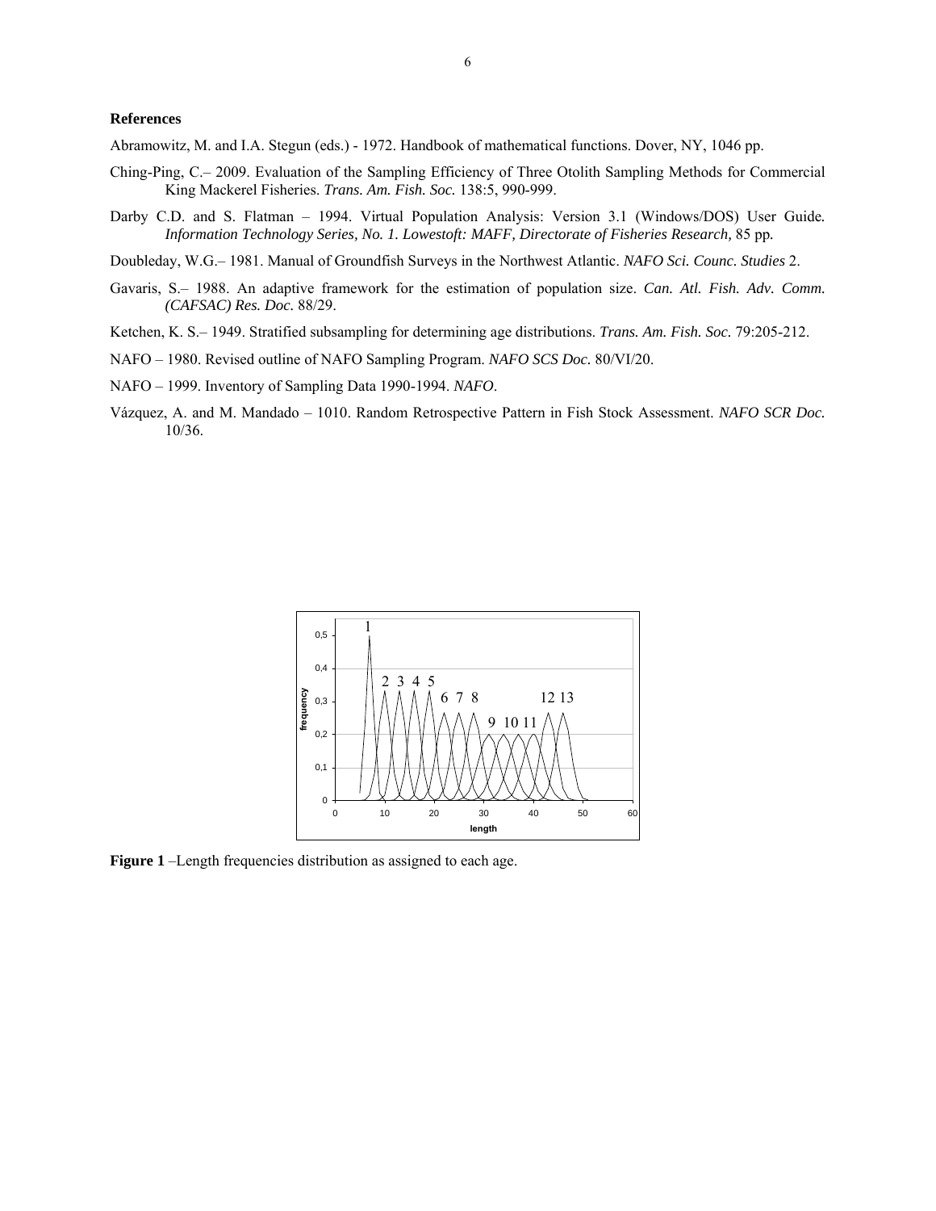**References**

Abramowitz, M. and I.A. Stegun (eds.) - 1972. Handbook of mathematical functions. Dover, NY, 1046 pp.

Ching-Ping, C.– 2009. Evaluation of the Sampling Efficiency of Three Otolith Sampling Methods for Commercial King Mackerel Fisheries. *Trans. Am. Fish. Soc.* 138:5, 990-999.

Darby C.D. and S. Flatman – 1994. Virtual Population Analysis: Version 3.1 (Windows/DOS) User Guide. *Information Technology Series, No. 1. Lowestoft: MAFF, Directorate of Fisheries Research,* 85 pp.

Doubleday, W.G.– 1981. Manual of Groundfish Surveys in the Northwest Atlantic. *NAFO Sci. Counc. Studies* 2.

Gavaris, S.– 1988. An adaptive framework for the estimation of population size. *Can. Atl. Fish. Adv. Comm. (CAFSAC) Res. Doc.* 88/29.

Ketchen, K. S.– 1949. Stratified subsampling for determining age distributions. *Trans. Am. Fish. Soc.* 79:205-212.

NAFO – 1980. Revised outline of NAFO Sampling Program. *NAFO SCS Doc.* 80/VI/20.

NAFO – 1999. Inventory of Sampling Data 1990-1994. *NAFO*.

Vázquez, A. and M. Mandado – 1010. Random Retrospective Pattern in Fish Stock Assessment. *NAFO SCR Doc.* 10/36.

**Figure 1** –Length frequencies distribution as assigned to each age.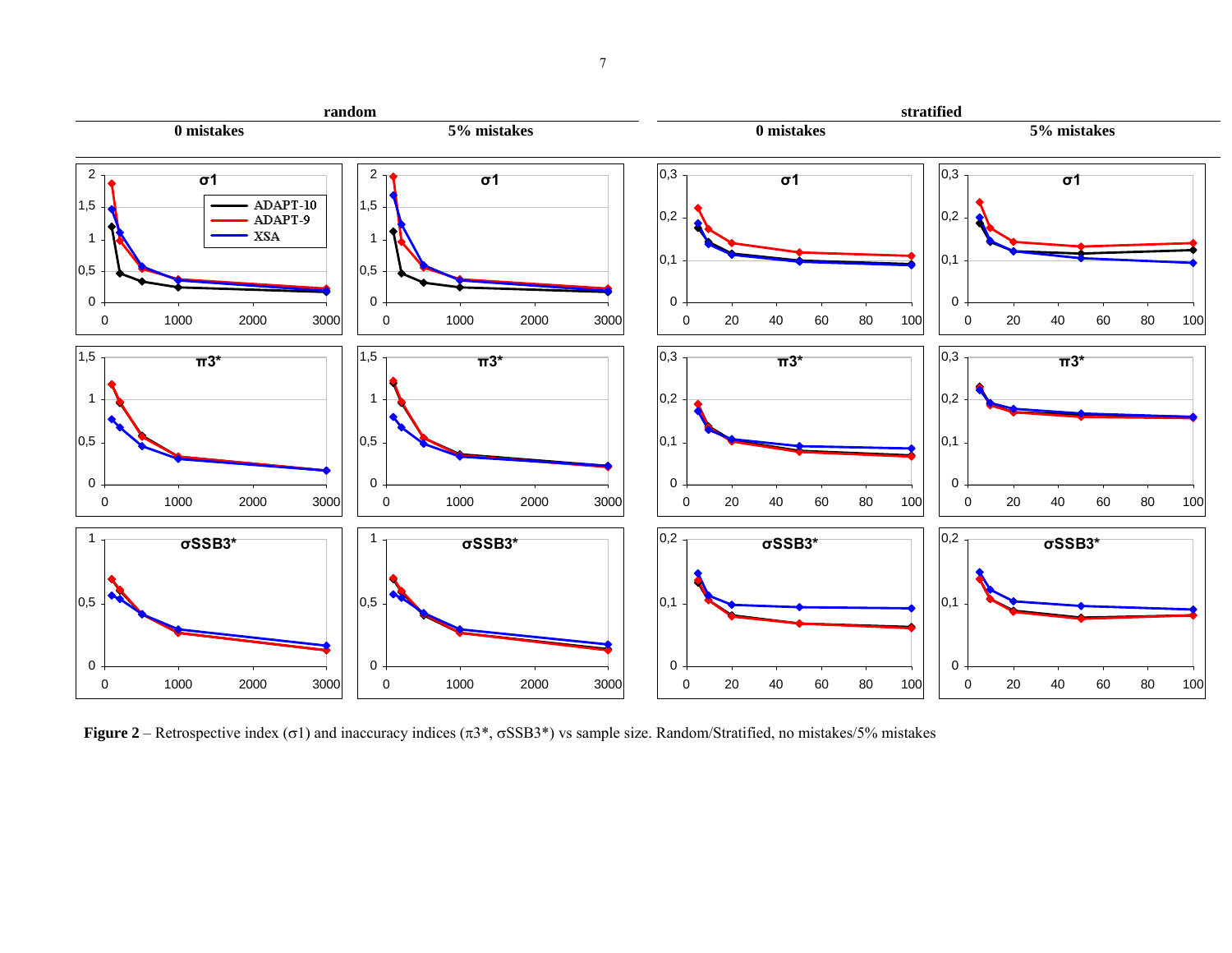**Figure 2** – Retrospective index (σ1) and inaccuracy indices (π3*, σSSB3*) vs sample size. Random/Stratified, no mistakes/5% mistakes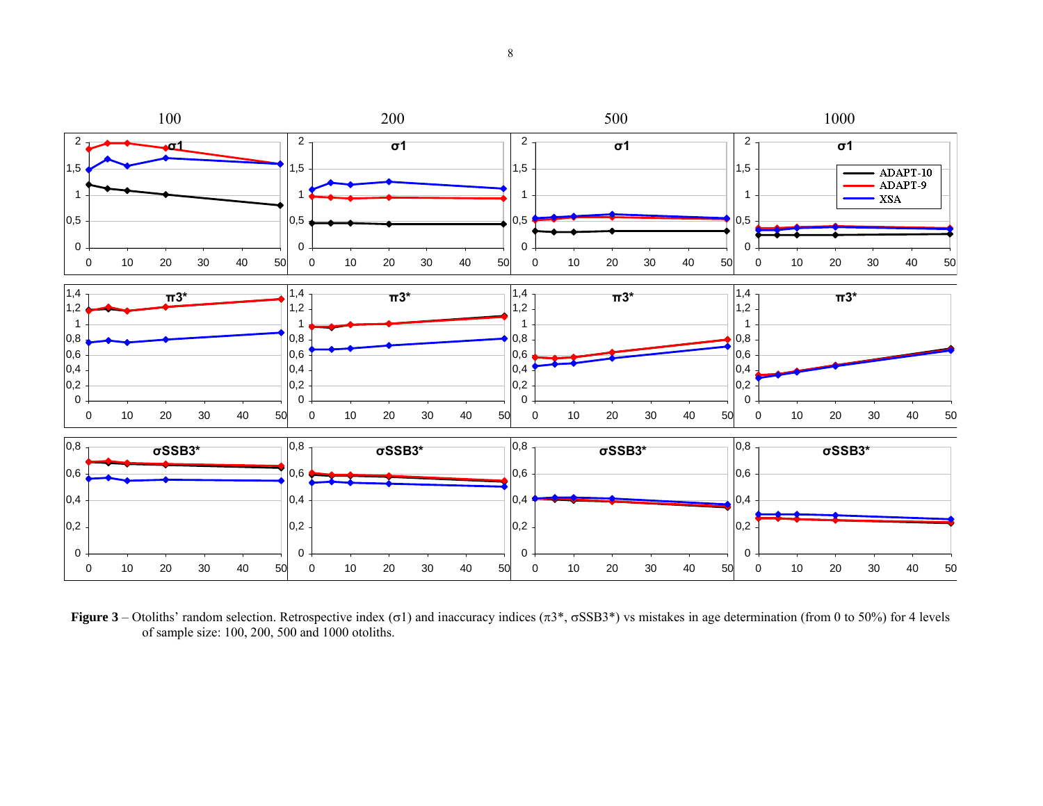**Figure 3** – Otoliths' random selection. Retrospective index (σ1) and inaccuracy indices (π3*, σSSB3*) vs mistakes in age determination (from 0 to 50%) for 4 levels of sample size: 100, 200, 500 and 1000 otoliths.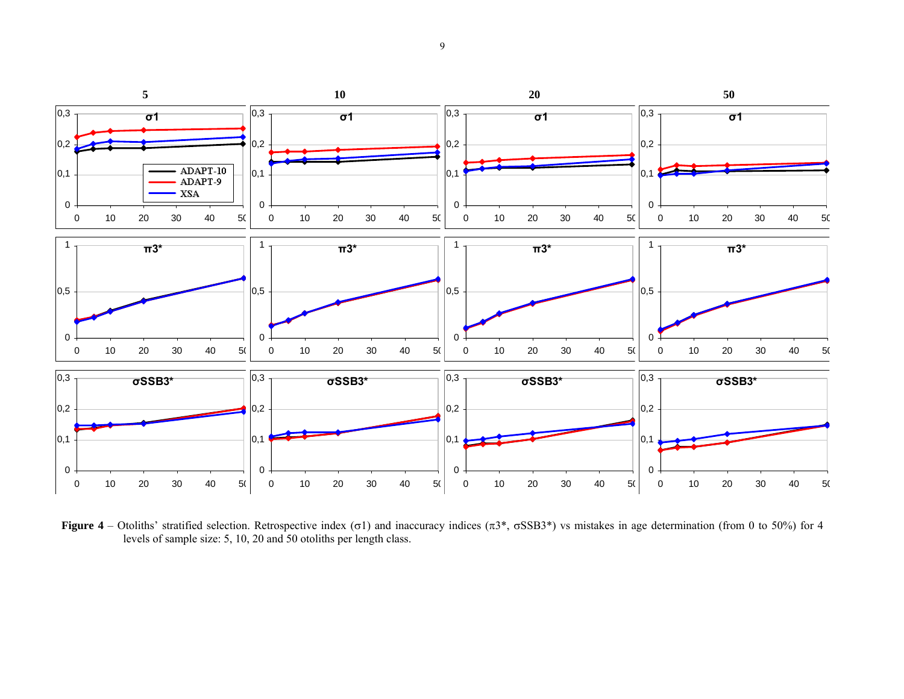5

10

20

50

σ1

ADAPT-10
ADAPT-9
XSA

π3*

σSSB3*

0,3
0,2
0,1
0

1
0,5
0

0 10 20 30 40 50

**Figure 4** – Otoliths' stratified selection. Retrospective index (σ1) and inaccuracy indices (π3*, σSSB3*) vs mistakes in age determination (from 0 to 50%) for 4 levels of sample size: 5, 10, 20 and 50 otoliths per length class.